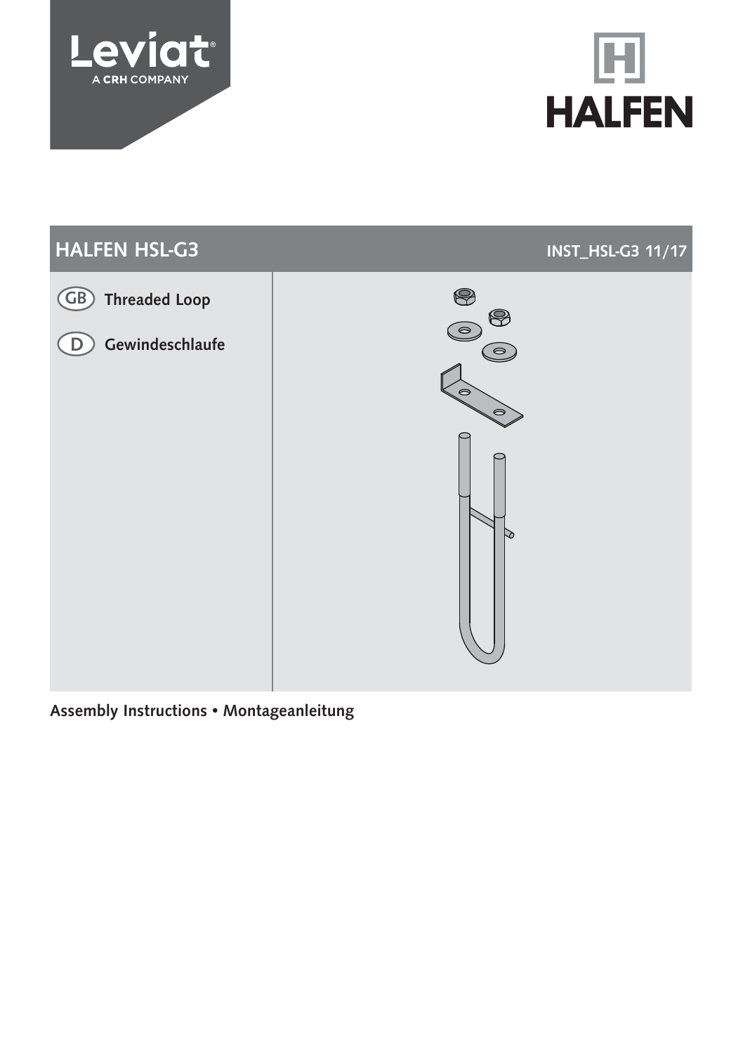Leviat
A CRH COMPANY

HALFEN

# HALFEN HSL-G3

INST_HSL-G3 11/17

GB **Threaded Loop**

D **Gewindeschlaufe**

**Assembly Instructions • Montageanleitung**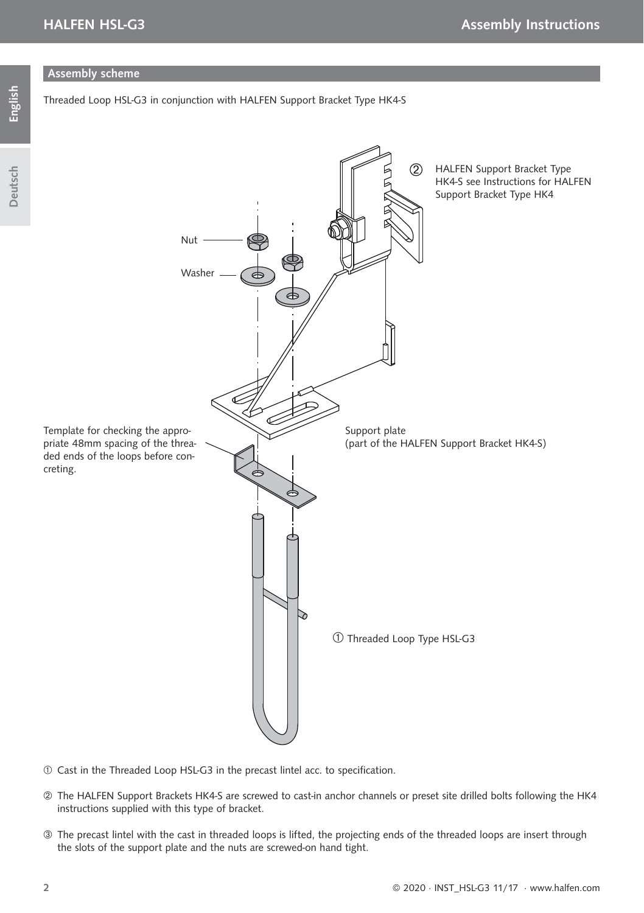## Assembly scheme

Threaded Loop HSL-G3 in conjunction with HALFEN Support Bracket Type HK4-S

② HALFEN Support Bracket Type HK4-S see Instructions for HALFEN Support Bracket Type HK4

Nut

Washer

Template for checking the appropriate 48mm spacing of the threaded ends of the loops before concreting.

Support plate (part of the HALFEN Support Bracket HK4-S)

① Threaded Loop Type HSL-G3

① Cast in the Threaded Loop HSL-G3 in the precast lintel acc. to specification.

② The HALFEN Support Brackets HK4-S are screwed to cast-in anchor channels or preset site drilled bolts following the HK4 instructions supplied with this type of bracket.

③ The precast lintel with the cast in threaded loops is lifted, the projecting ends of the threaded loops are insert through the slots of the support plate and the nuts are screwed-on hand tight.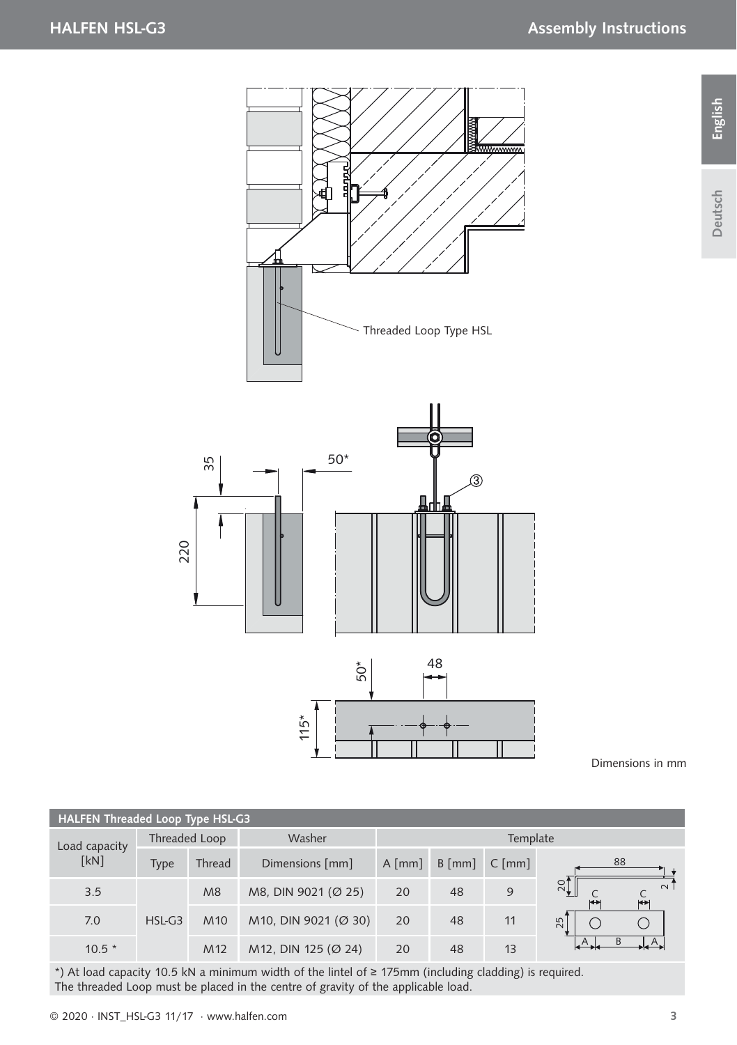Threaded Loop Type HSL

Dimensions in mm

| HALFEN Threaded Loop Type HSL-G3 | | | | | | | |
|---|---|---|---|---|---|---|---|
| Load capacity [kN] | Threaded Loop | | Washer | Template | | | |
| | Type | Thread | Dimensions [mm] | A [mm] | B [mm] | C [mm] | |
| 3.5 | HSL-G3 | M8 | M8, DIN 9021 (Ø 25) | 20 | 48 | 9 | |
| 7.0 | | M10 | M10, DIN 9021 (Ø 30) | 20 | 48 | 11 | |
| 10.5 * | | M12 | M12, DIN 125 (Ø 24) | 20 | 48 | 13 | |

*) At load capacity 10.5 kN a minimum width of the lintel of ≥ 175mm (including cladding) is required.
The threaded Loop must be placed in the centre of gravity of the applicable load.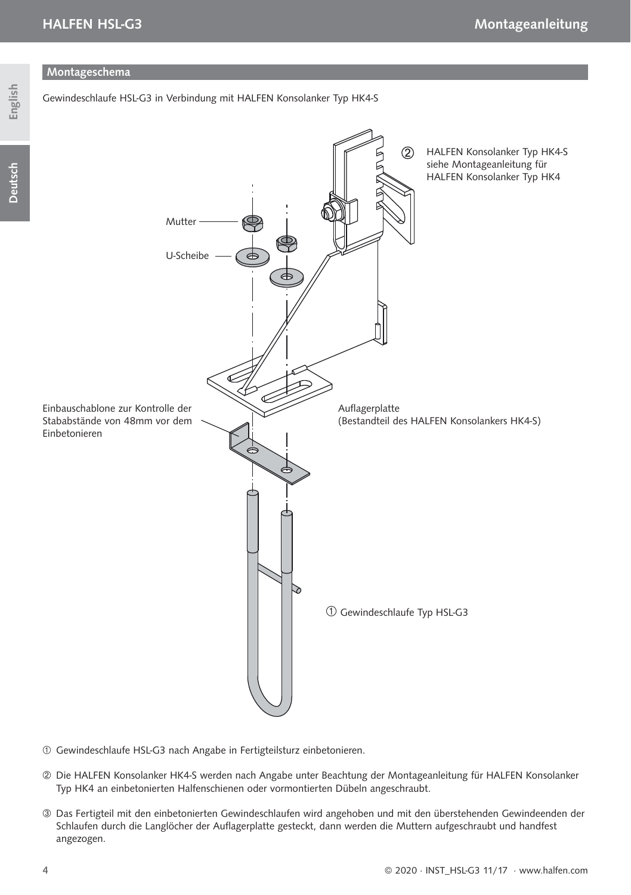## Montageschema

Gewindeschlaufe HSL-G3 in Verbindung mit HALFEN Konsolanker Typ HK4-S

Mutter

U-Scheibe

② HALFEN Konsolanker Typ HK4-S siehe Montageanleitung für HALFEN Konsolanker Typ HK4

Einbauschablone zur Kontrolle der Stababstände von 48mm vor dem Einbetonieren

Auflagerplatte (Bestandteil des HALFEN Konsolankers HK4-S)

① Gewindeschlaufe Typ HSL-G3

① Gewindeschlaufe HSL-G3 nach Angabe in Fertigteilsturz einbetonieren.

② Die HALFEN Konsolanker HK4-S werden nach Angabe unter Beachtung der Montageanleitung für HALFEN Konsolanker Typ HK4 an einbetonierten Halfenschienen oder vormontierten Dübeln angeschraubt.

③ Das Fertigteil mit den einbetonierten Gewindeschlaufen wird angehoben und mit den überstehenden Gewindeenden der Schlaufen durch die Langlöcher der Auflagerplatte gesteckt, dann werden die Muttern aufgeschraubt und handfest angezogen.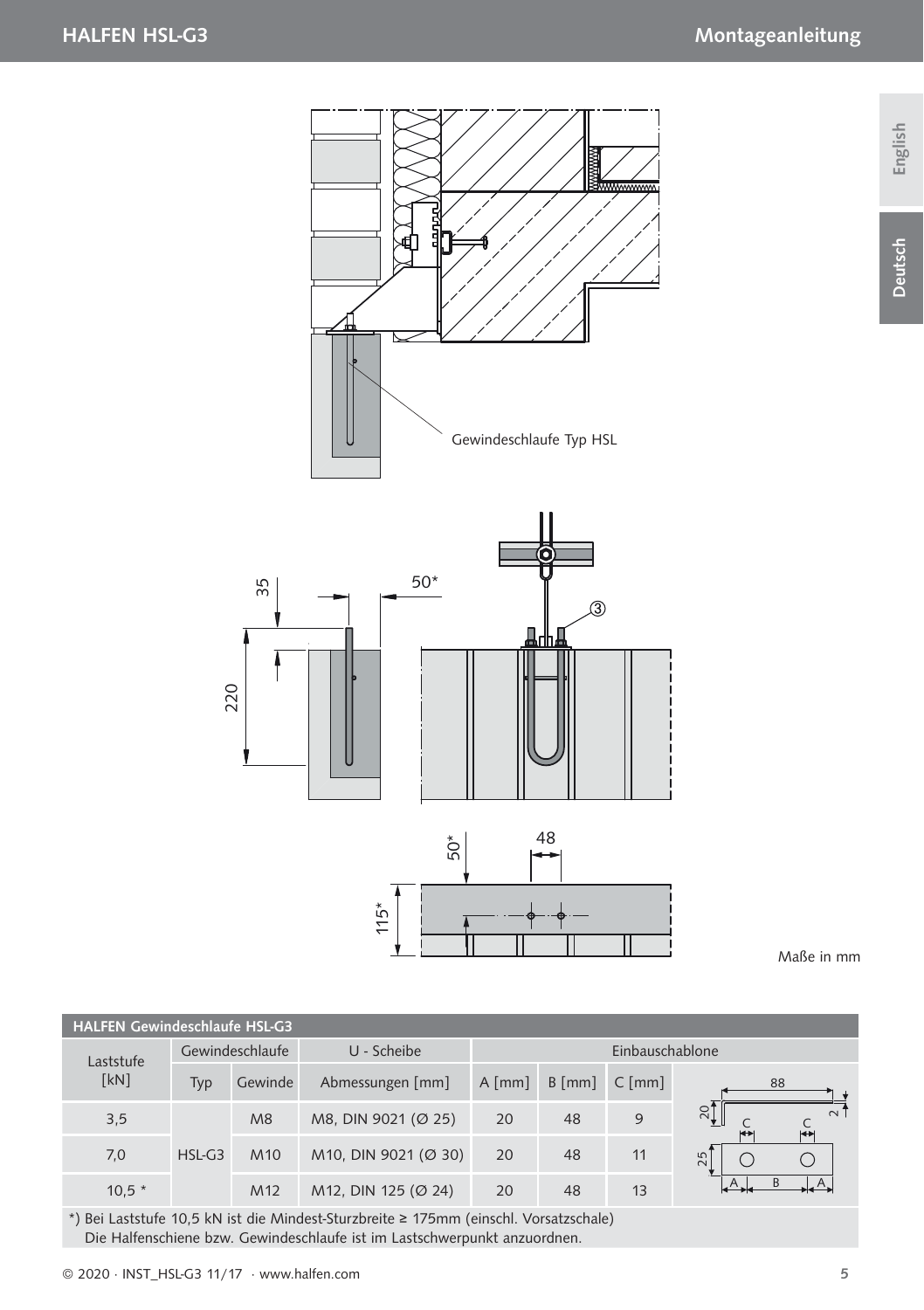Gewindeschlaufe Typ HSL

Maße in mm

| HALFEN Gewindeschlaufe HSL-G3 | | | | | | | |
|---|---|---|---|---|---|---|---|
| Laststufe [kN] | Gewindeschlaufe | | U - Scheibe | Einbauschablone | | | |
| | Typ | Gewinde | Abmessungen [mm] | A [mm] | B [mm] | C [mm] | |
| 3,5 | HSL-G3 | M8 | M8, DIN 9021 (Ø 25) | 20 | 48 | 9 | |
| 7,0 | | M10 | M10, DIN 9021 (Ø 30) | 20 | 48 | 11 | |
| 10,5 * | | M12 | M12, DIN 125 (Ø 24) | 20 | 48 | 13 | |

*) Bei Laststufe 10,5 kN ist die Mindest-Sturzbreite ≥ 175mm (einschl. Vorsatzschale)
Die Halfenschiene bzw. Gewindeschlaufe ist im Lastschwerpunkt anzuordnen.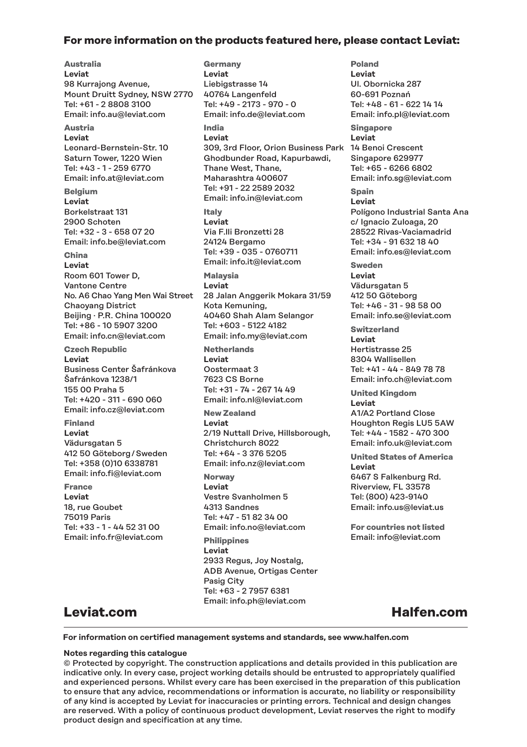## For more information on the products featured here, please contact Leviat:

**Australia**
**Leviat**
98 Kurrajong Avenue,
Mount Druitt Sydney, NSW 2770
Tel: +61 - 2 8808 3100
Email: info.au@leviat.com

**Austria**
**Leviat**
Leonard-Bernstein-Str. 10
Saturn Tower, 1220 Wien
Tel: +43 - 1 - 259 6770
Email: info.at@leviat.com

**Belgium**
**Leviat**
Borkelstraat 131
2900 Schoten
Tel: +32 - 3 - 658 07 20
Email: info.be@leviat.com

**China**
**Leviat**
Room 601 Tower D,
Vantone Centre
No. A6 Chao Yang Men Wai Street
Chaoyang District
Beijing · P.R. China 100020
Tel: +86 - 10 5907 3200
Email: info.cn@leviat.com

**Czech Republic**
**Leviat**
Business Center Šafránkova
Šafránkova 1238/1
155 00 Praha 5
Tel: +420 - 311 - 690 060
Email: info.cz@leviat.com

**Finland**
**Leviat**
Vädursgatan 5
412 50 Göteborg / Sweden
Tel: +358 (0)10 6338781
Email: info.fi@leviat.com

**France**
**Leviat**
18, rue Goubet
75019 Paris
Tel: +33 - 1 - 44 52 31 00
Email: info.fr@leviat.com

**Germany**
**Leviat**
Liebigstrasse 14
40764 Langenfeld
Tel: +49 - 2173 - 970 - 0
Email: info.de@leviat.com

**India**
**Leviat**
309, 3rd Floor, Orion Business Park
Ghodbunder Road, Kapurbawdi,
Thane West, Thane,
Maharashtra 400607
Tel: +91 - 22 2589 2032
Email: info.in@leviat.com

**Italy**
**Leviat**
Via F.lli Bronzetti 28
24124 Bergamo
Tel: +39 - 035 - 0760711
Email: info.it@leviat.com

**Malaysia**
**Leviat**
28 Jalan Anggerik Mokara 31/59
Kota Kemuning,
40460 Shah Alam Selangor
Tel: +603 - 5122 4182
Email: info.my@leviat.com

**Netherlands**
**Leviat**
Oostermaat 3
7623 CS Borne
Tel: +31 - 74 - 267 14 49
Email: info.nl@leviat.com

**New Zealand**
**Leviat**
2/19 Nuttall Drive, Hillsborough,
Christchurch 8022
Tel: +64 - 3 376 5205
Email: info.nz@leviat.com

**Norway**
**Leviat**
Vestre Svanholmen 5
4313 Sandnes
Tel: +47 - 51 82 34 00
Email: info.no@leviat.com

**Philippines**
**Leviat**
2933 Regus, Joy Nostalg,
ADB Avenue, Ortigas Center
Pasig City
Tel: +63 - 2 7957 6381
Email: info.ph@leviat.com

**Poland**
**Leviat**
Ul. Obornicka 287
60-691 Poznań
Tel: +48 - 61 - 622 14 14
Email: info.pl@leviat.com

**Singapore**
**Leviat**
14 Benoi Crescent
Singapore 629977
Tel: +65 - 6266 6802
Email: info.sg@leviat.com

**Spain**
**Leviat**
Polígono Industrial Santa Ana
c/ Ignacio Zuloaga, 20
28522 Rivas-Vaciamadrid
Tel: +34 - 91 632 18 40
Email: info.es@leviat.com

**Sweden**
**Leviat**
Vädursgatan 5
412 50 Göteborg
Tel: +46 - 31 - 98 58 00
Email: info.se@leviat.com

**Switzerland**
**Leviat**
Hertistrasse 25
8304 Wallisellen
Tel: +41 - 44 - 849 78 78
Email: info.ch@leviat.com

**United Kingdom**
**Leviat**
A1/A2 Portland Close
Houghton Regis LU5 5AW
Tel: +44 - 1582 - 470 300
Email: info.uk@leviat.com

**United States of America**
**Leviat**
6467 S Falkenburg Rd.
Riverview, FL 33578
Tel: (800) 423-9140
Email: info.us@leviat.us

**For countries not listed**
Email: info@leviat.com

## Leviat.com

## Halfen.com

**For information on certified management systems and standards, see www.halfen.com**

**Notes regarding this catalogue**
© Protected by copyright. The construction applications and details provided in this publication are indicative only. In every case, project working details should be entrusted to appropriately qualified and experienced persons. Whilst every care has been exercised in the preparation of this publication to ensure that any advice, recommendations or information is accurate, no liability or responsibility of any kind is accepted by Leviat for inaccuracies or printing errors. Technical and design changes are reserved. With a policy of continuous product development, Leviat reserves the right to modify product design and specification at any time.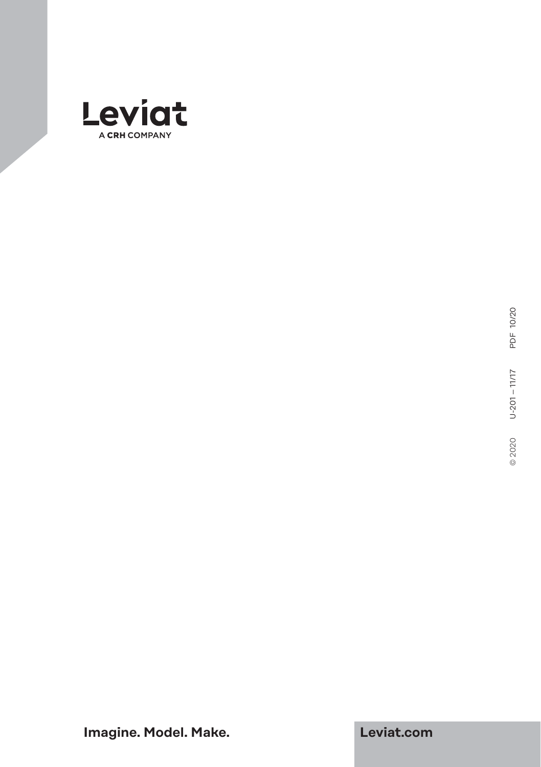Leviat

A CRH COMPANY

© 2020 U-201 – 11/17 PDF 10/20

**Imagine. Model. Make.**

**Leviat.com**